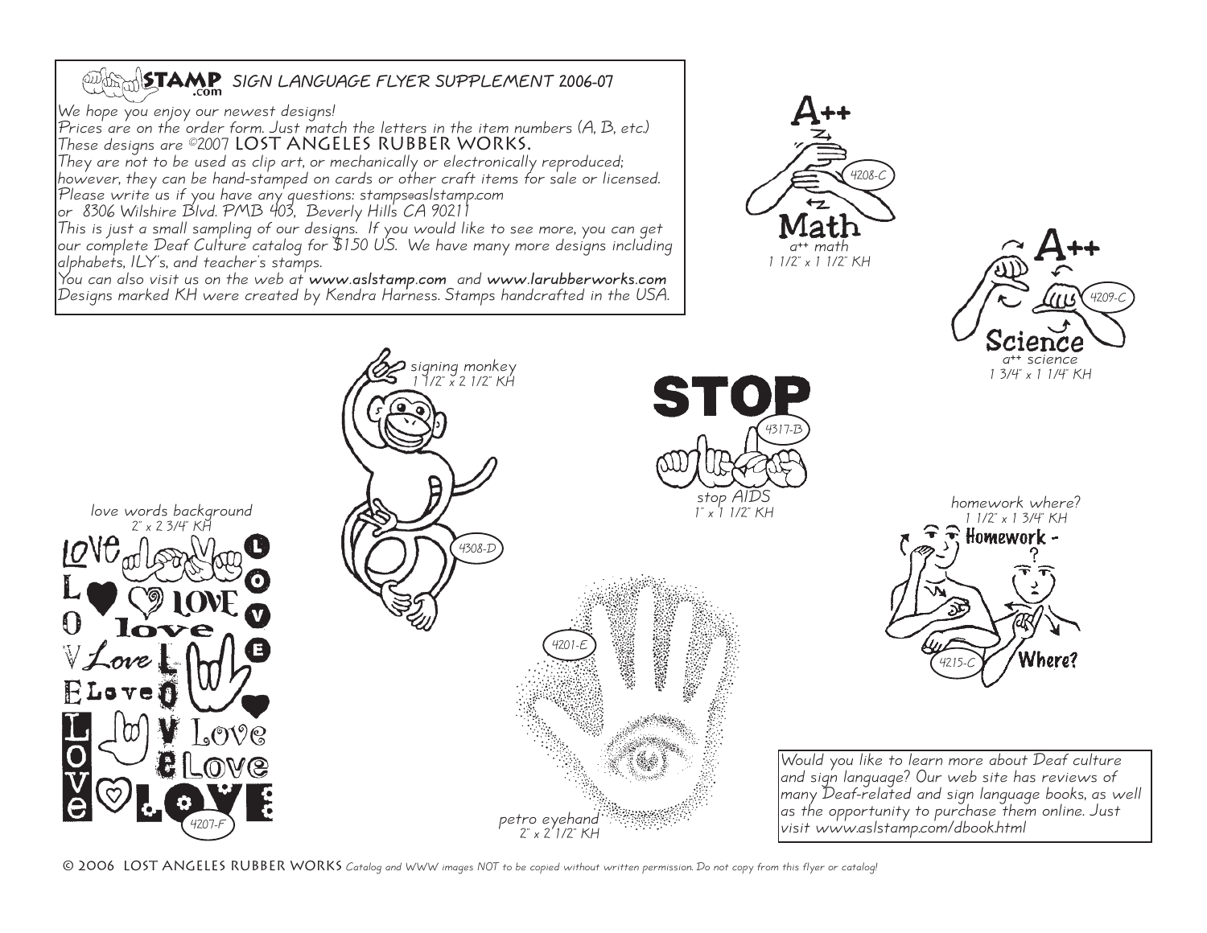# STAMP.com SIGN LANGUAGE FLYER SUPPLEMENT 2006-07

We hope you enjoy our newest designs!
Prices are on the order form. Just match the letters in the item numbers (A, B, etc.)
These designs are ©2007 **LOST ANGELES RUBBER WORKS.**
They are not to be used as clip art, or mechanically or electronically reproduced; however, they can be hand-stamped on cards or other craft items for sale or licensed.
Please write us if you have any questions: stamps@aslstamp.com
or 8306 Wilshire Blvd. PMB 403, Beverly Hills CA 90211
This is just a small sampling of our designs. If you would like to see more, you can get our complete Deaf Culture catalog for $150 US. We have many more designs including alphabets, ILY's, and teacher's stamps.
You can also visit us on the web at **www.aslstamp.com** and **www.larubberworks.com**
Designs marked KH were created by Kendra Harness. Stamps handcrafted in the USA.

4208-C — a++ math — 1 1/2" x 1 1/2" KH

4209-C — a++ science — 1 3/4" x 1 1/4" KH

4308-D — signing monkey — 1 1/2" x 2 1/2" KH

4317-B — stop AIDS — 1" x 1 1/2" KH

4215-C — homework where? — 1 1/2" x 1 3/4" KH

4207-F — love words background — 2" x 2 3/4" KH

4201-E — petro eyehand — 2" x 2 1/2" KH

Would you like to learn more about Deaf culture and sign language? Our web site has reviews of many Deaf-related and sign language books, as well as the opportunity to purchase them online. Just visit www.aslstamp.com/dbook.html

© 2006 LOST ANGELES RUBBER WORKS *Catalog and WWW images NOT to be copied without written permission. Do not copy from this flyer or catalog!*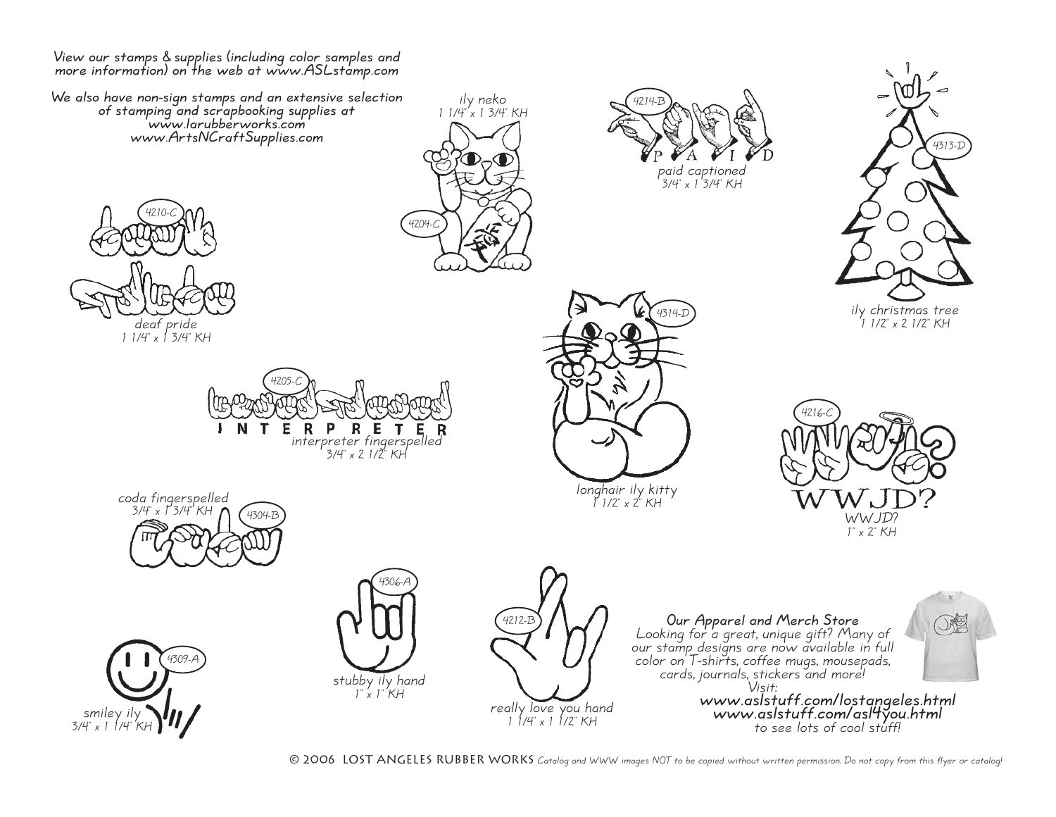View our stamps & supplies (including color samples and more information) on the web at www.ASLstamp.com

We also have non-sign stamps and an extensive selection of stamping and scrapbooking supplies at www.larubberworks.com www.ArtsNCraftSupplies.com

4204-C
ily neko
1 1/4" x 1 3/4" KH

4214-B
P A I D
paid captioned
3/4" x 1 3/4" KH

4313-D
ily christmas tree
1 1/2" x 2 1/2" KH

4210-C
deaf pride
1 1/4" x 1 3/4" KH

4314-D
longhair ily kitty
1 1/2" x 2" KH

4205-C
INTERPRETER
interpreter fingerspelled
3/4" x 2 1/2" KH

4216-C
WWJD?
WWJD?
1" x 2" KH

4304-B
coda fingerspelled
3/4" x 1 3/4" KH

4306-A
stubby ily hand
1" x 1" KH

4212-B
really love you hand
1 1/4" x 1 1/2" KH

4309-A
smiley ily
3/4" x 1 1/4" KH

**Our Apparel and Merch Store**
Looking for a great, unique gift? Many of our stamp designs are now available in full color on T-shirts, coffee mugs, mousepads, cards, journals, stickers and more!
Visit:
**www.aslstuff.com/lostangeles.html**
**www.aslstuff.com/asl4you.html**
to see lots of cool stuff!

© 2006 LOST ANGELES RUBBER WORKS *Catalog and WWW images NOT to be copied without written permission. Do not copy from this flyer or catalog!*